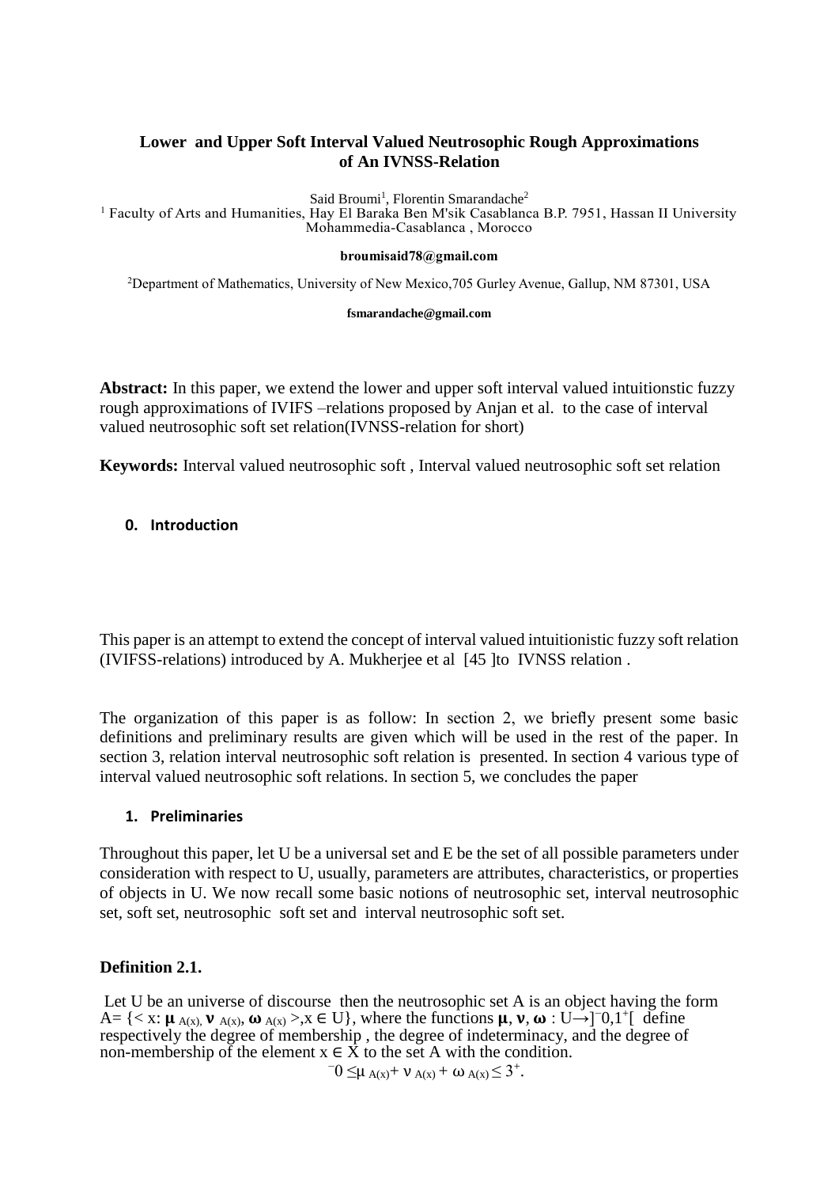# Lower and Upper Soft Interval Valued Neutrosophic Rough Approximations of An IVNSS-Relation

Said Broumi[1], Florentin Smarandache[2]

[1] Faculty of Arts and Humanities, Hay El Baraka Ben M'sik Casablanca B.P. 7951, Hassan II University Mohammedia-Casablanca , Morocco

**broumisaid78@gmail.com**

[2]Department of Mathematics, University of New Mexico,705 Gurley Avenue, Gallup, NM 87301, USA

**fsmarandache@gmail.com**

**Abstract:** In this paper, we extend the lower and upper soft interval valued intuitionstic fuzzy rough approximations of IVIFS –relations proposed by Anjan et al. to the case of interval valued neutrosophic soft set relation(IVNSS-relation for short)

**Keywords:** Interval valued neutrosophic soft , Interval valued neutrosophic soft set relation

## 0. Introduction

This paper is an attempt to extend the concept of interval valued intuitionistic fuzzy soft relation (IVIFSS-relations) introduced by A. Mukherjee et al [45 ]to IVNSS relation .

The organization of this paper is as follow: In section 2, we briefly present some basic definitions and preliminary results are given which will be used in the rest of the paper. In section 3, relation interval neutrosophic soft relation is presented. In section 4 various type of interval valued neutrosophic soft relations. In section 5, we concludes the paper

## 1. Preliminaries

Throughout this paper, let U be a universal set and E be the set of all possible parameters under consideration with respect to U, usually, parameters are attributes, characteristics, or properties of objects in U. We now recall some basic notions of neutrosophic set, interval neutrosophic set, soft set, neutrosophic soft set and interval neutrosophic soft set.

**Definition 2.1.**

Let U be an universe of discourse then the neutrosophic set A is an object having the form A= {< x: $\mu_{A(x)}, \nu_{A(x)}, \omega_{A(x)}$ >,x ∈ U}, where the functions $\mu, \nu, \omega : U \rightarrow ]^{-}0,1^{+}[$ define respectively the degree of membership , the degree of indeterminacy, and the degree of non-membership of the element x ∈ X to the set A with the condition.

$$^{-}0 \leq \mu_{A(x)} + \nu_{A(x)} + \omega_{A(x)} \leq 3^{+}.$$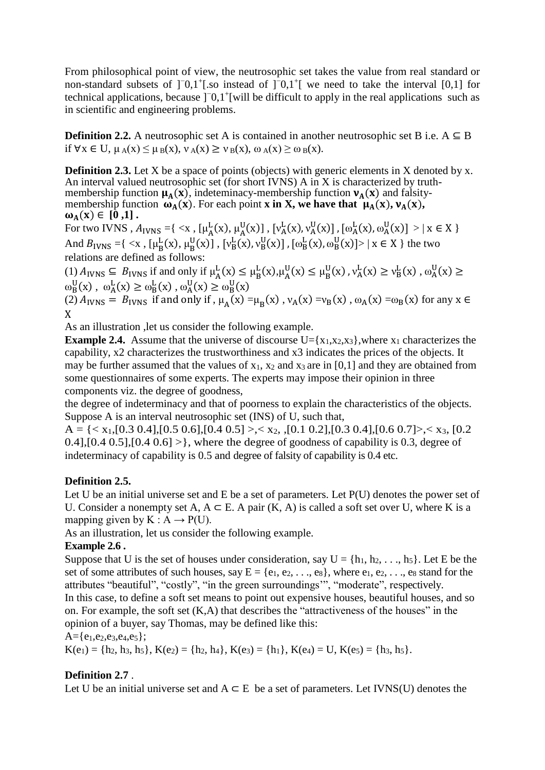From philosophical point of view, the neutrosophic set takes the value from real standard or non-standard subsets of $]^{-}0,1^{+}[$.so instead of $]^{-}0,1^{+}[$ we need to take the interval [0,1] for technical applications, because $]^{-}0,1^{+}[$will be difficult to apply in the real applications such as in scientific and engineering problems.

**Definition 2.2.** A neutrosophic set A is contained in another neutrosophic set B i.e. $A \subseteq B$ if $\forall x \in U$, $\mu_A(x) \leq \mu_B(x)$, $\nu_A(x) \geq \nu_B(x)$, $\omega_A(x) \geq \omega_B(x)$.

**Definition 2.3.** Let X be a space of points (objects) with generic elements in X denoted by x. An interval valued neutrosophic set (for short IVNS) A in X is characterized by truth-membership function $\mathbf{\mu_A(x)}$, indeteminacy-membership function $\mathbf{\nu_A(x)}$ and falsity-membership function $\mathbf{\omega_A(x)}$. For each point **x in X, we have that** $\mathbf{\mu_A(x), \nu_A(x), \omega_A(x) \in [0,1]}$ **.**

For two IVNS , $A_{\text{IVNS}} = \{ <x , [\mu_A^L(x), \mu_A^U(x)] , [\nu_A^L(x), \nu_A^U(x)] , [\omega_A^L(x), \omega_A^U(x)] > | x \in X \}$
And $B_{\text{IVNS}} = \{ <x , [\mu_B^L(x), \mu_B^U(x)] , [\nu_B^L(x), \nu_B^U(x)] , [\omega_B^L(x), \omega_B^U(x)]> | x \in X \}$ the two relations are defined as follows:

(1) $A_{\text{IVNS}} \subseteq B_{\text{IVNS}}$ if and only if $\mu_A^L(x) \leq \mu_B^L(x), \mu_A^U(x) \leq \mu_B^U(x)$ , $\nu_A^L(x) \geq \nu_B^L(x)$ , $\omega_A^U(x) \geq \omega_B^U(x)$ , $\omega_A^L(x) \geq \omega_B^L(x)$ , $\omega_A^U(x) \geq \omega_B^U(x)$

(2) $A_{\text{IVNS}} = B_{\text{IVNS}}$ if and only if , $\mu_A(x) = \mu_B(x)$ , $\nu_A(x) = \nu_B(x)$ , $\omega_A(x) = \omega_B(x)$ for any $x \in X$

As an illustration ,let us consider the following example.

**Example 2.4.** Assume that the universe of discourse $U=\{x_1,x_2,x_3\}$,where $x_1$ characterizes the capability, x2 characterizes the trustworthiness and x3 indicates the prices of the objects. It may be further assumed that the values of $x_1$, $x_2$ and $x_3$ are in [0,1] and they are obtained from some questionnaires of some experts. The experts may impose their opinion in three components viz. the degree of goodness,
the degree of indeterminacy and that of poorness to explain the characteristics of the objects. Suppose A is an interval neutrosophic set (INS) of U, such that,
A = {< $x_1$,[0.3 0.4],[0.5 0.6],[0.4 0.5] >,< $x_2$, ,[0.1 0.2],[0.3 0.4],[0.6 0.7]>,< $x_3$, [0.2 0.4],[0.4 0.5],[0.4 0.6] >}, where the degree of goodness of capability is 0.3, degree of indeterminacy of capability is 0.5 and degree of falsity of capability is 0.4 etc.

**Definition 2.5.**
Let U be an initial universe set and E be a set of parameters. Let P(U) denotes the power set of U. Consider a nonempty set A, $A \subset E$. A pair (K, A) is called a soft set over U, where K is a mapping given by $K : A \rightarrow P(U)$.
As an illustration, let us consider the following example.

**Example 2.6 .**
Suppose that U is the set of houses under consideration, say $U = \{h_1, h_2, \ldots, h_5\}$. Let E be the set of some attributes of such houses, say $E = \{e_1, e_2, \ldots, e_8\}$, where $e_1, e_2, \ldots, e_8$ stand for the attributes "beautiful", "costly", "in the green surroundings'", "moderate", respectively.
In this case, to define a soft set means to point out expensive houses, beautiful houses, and so on. For example, the soft set (K,A) that describes the "attractiveness of the houses" in the opinion of a buyer, say Thomas, may be defined like this:
$A=\{e_1,e_2,e_3,e_4,e_5\}$;
$K(e_1) = \{h_2, h_3, h_5\}$, $K(e_2) = \{h_2, h_4\}$, $K(e_3) = \{h_1\}$, $K(e_4) = U$, $K(e_5) = \{h_3, h_5\}$.

**Definition 2.7** .
Let U be an initial universe set and $A \subset E$ be a set of parameters. Let IVNS(U) denotes the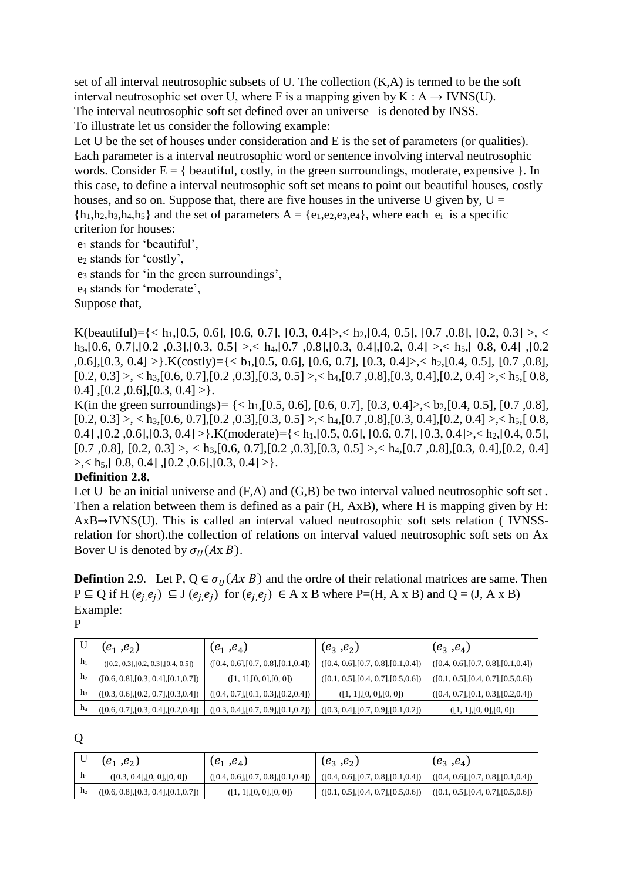set of all interval neutrosophic subsets of U. The collection (K,A) is termed to be the soft interval neutrosophic set over U, where F is a mapping given by K : A → IVNS(U).
The interval neutrosophic soft set defined over an universe is denoted by INSS.
To illustrate let us consider the following example:
Let U be the set of houses under consideration and E is the set of parameters (or qualities). Each parameter is a interval neutrosophic word or sentence involving interval neutrosophic words. Consider E = { beautiful, costly, in the green surroundings, moderate, expensive }. In this case, to define a interval neutrosophic soft set means to point out beautiful houses, costly houses, and so on. Suppose that, there are five houses in the universe U given by, U = $\{h_1,h_2,h_3,h_4,h_5\}$ and the set of parameters A = $\{e_1,e_2,e_3,e_4\}$, where each $e_i$ is a specific criterion for houses:
$e_1$ stands for 'beautiful',
$e_2$ stands for 'costly',
$e_3$ stands for 'in the green surroundings',
$e_4$ stands for 'moderate',
Suppose that,

K(beautiful)={< $h_1$,[0.5, 0.6], [0.6, 0.7], [0.3, 0.4]>,< $h_2$,[0.4, 0.5], [0.7 ,0.8], [0.2, 0.3] >, < $h_3$,[0.6, 0.7],[0.2 ,0.3],[0.3, 0.5] >,< $h_4$,[0.7 ,0.8],[0.3, 0.4],[0.2, 0.4] >,< $h_5$,[ 0.8, 0.4] ,[0.2 ,0.6],[0.3, 0.4] >}.K(costly)={< $b_1$,[0.5, 0.6], [0.6, 0.7], [0.3, 0.4]>,< $h_2$,[0.4, 0.5], [0.7 ,0.8], [0.2, 0.3] >, < $h_3$,[0.6, 0.7],[0.2 ,0.3],[0.3, 0.5] >,< $h_4$,[0.7 ,0.8],[0.3, 0.4],[0.2, 0.4] >,< $h_5$,[ 0.8, 0.4] ,[0.2 ,0.6],[0.3, 0.4] >}.
K(in the green surroundings)= {< $h_1$,[0.5, 0.6], [0.6, 0.7], [0.3, 0.4]>,< $b_2$,[0.4, 0.5], [0.7 ,0.8], [0.2, 0.3] >, < $h_3$,[0.6, 0.7],[0.2 ,0.3],[0.3, 0.5] >,< $h_4$,[0.7 ,0.8],[0.3, 0.4],[0.2, 0.4] >,< $h_5$,[ 0.8, 0.4] ,[0.2 ,0.6],[0.3, 0.4] >}.K(moderate)={< $h_1$,[0.5, 0.6], [0.6, 0.7], [0.3, 0.4]>,< $h_2$,[0.4, 0.5], [0.7 ,0.8], [0.2, 0.3] >, < $h_3$,[0.6, 0.7],[0.2 ,0.3],[0.3, 0.5] >,< $h_4$,[0.7 ,0.8],[0.3, 0.4],[0.2, 0.4] >,< $h_5$,[ 0.8, 0.4] ,[0.2 ,0.6],[0.3, 0.4] >}.

**Definition 2.8.**
Let U be an initial universe and (F,A) and (G,B) be two interval valued neutrosophic soft set . Then a relation between them is defined as a pair (H, AxB), where H is mapping given by H: AxB→IVNS(U). This is called an interval valued neutrosophic soft sets relation ( IVNSS-relation for short).the collection of relations on interval valued neutrosophic soft sets on Ax Bover U is denoted by $\sigma_U(A\text{x}\,B)$.

**Defintion** 2.9. Let P, Q $\in \sigma_U(Ax\ B)$ and the ordre of their relational matrices are same. Then P ⊆ Q if H $(e_{j,}e_j)$ ⊆ J $(e_{j,}e_j)$ for $(e_{j,}e_j)$ ∈ A x B where P=(H, A x B) and Q = (J, A x B)
Example:
P

| U | $(e_1, e_2)$ | $(e_1, e_4)$ | $(e_3, e_2)$ | $(e_3, e_4)$ |
|---|---|---|---|---|
| $h_1$ | ([0.2, 0.3],[0.2, 0.3],[0.4, 0.5]) | ([0.4, 0.6],[0.7, 0.8],[0.1,0.4]) | ([0.4, 0.6],[0.7, 0.8],[0.1,0.4]) | ([0.4, 0.6],[0.7, 0.8],[0.1,0.4]) |
| $h_2$ | ([0.6, 0.8],[0.3, 0.4],[0.1,0.7]) | ([1, 1],[0, 0],[0, 0]) | ([0.1, 0.5],[0.4, 0.7],[0.5,0.6]) | ([0.1, 0.5],[0.4, 0.7],[0.5,0.6]) |
| $h_3$ | ([0.3, 0.6],[0.2, 0.7],[0.3,0.4]) | ([0.4, 0.7],[0.1, 0.3],[0.2,0.4]) | ([1, 1],[0, 0],[0, 0]) | ([0.4, 0.7],[0.1, 0.3],[0.2,0.4]) |
| $h_4$ | ([0.6, 0.7],[0.3, 0.4],[0.2,0.4]) | ([0.3, 0.4],[0.7, 0.9],[0.1,0.2]) | ([0.3, 0.4],[0.7, 0.9],[0.1,0.2]) | ([1, 1],[0, 0],[0, 0]) |

Q

| U | $(e_1, e_2)$ | $(e_1, e_4)$ | $(e_3, e_2)$ | $(e_3, e_4)$ |
|---|---|---|---|---|
| $h_1$ | ([0.3, 0.4],[0, 0],[0, 0]) | ([0.4, 0.6],[0.7, 0.8],[0.1,0.4]) | ([0.4, 0.6],[0.7, 0.8],[0.1,0.4]) | ([0.4, 0.6],[0.7, 0.8],[0.1,0.4]) |
| $h_2$ | ([0.6, 0.8],[0.3, 0.4],[0.1,0.7]) | ([1, 1],[0, 0],[0, 0]) | ([0.1, 0.5],[0.4, 0.7],[0.5,0.6]) | ([0.1, 0.5],[0.4, 0.7],[0.5,0.6]) |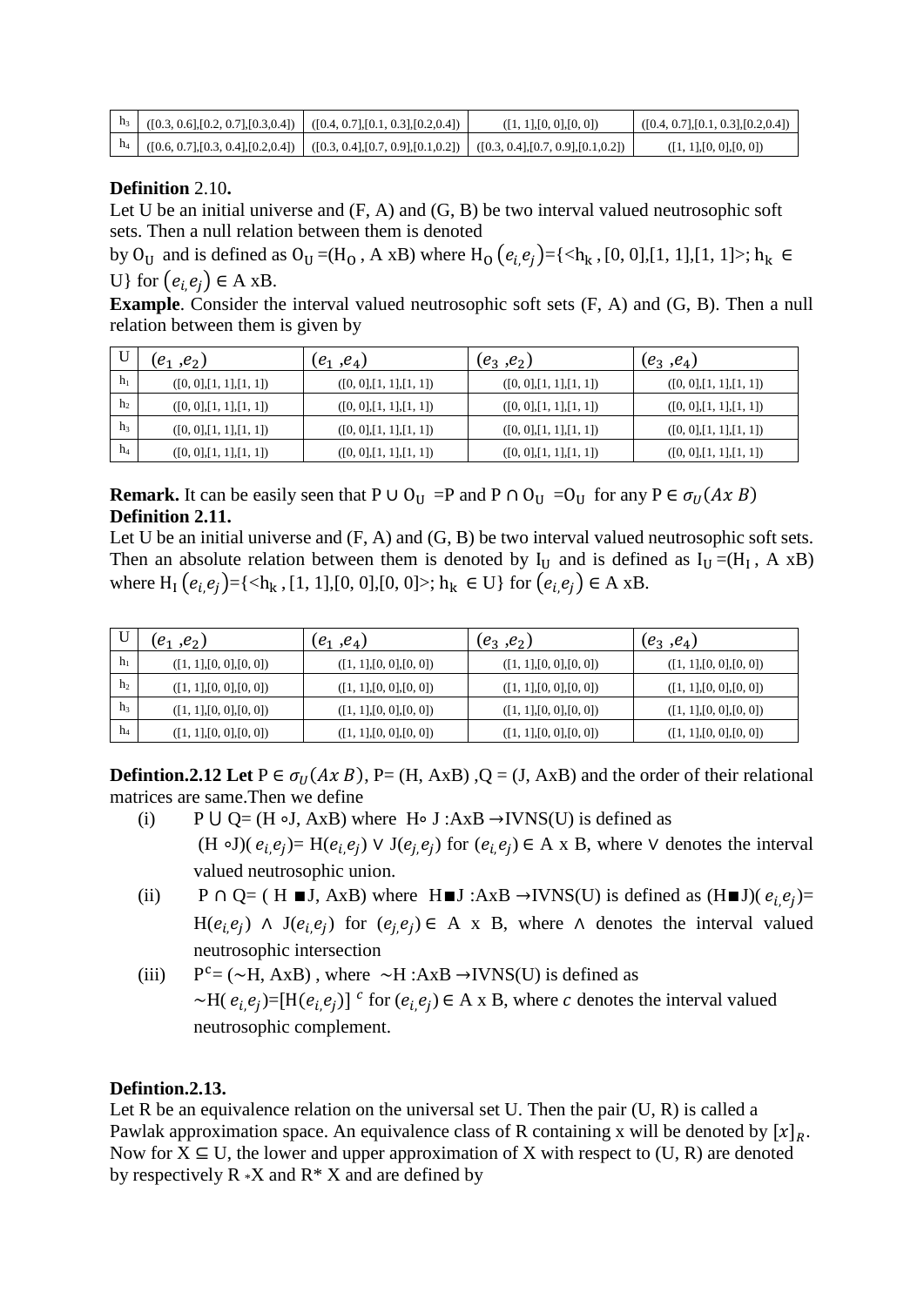| | | | | |
|---|---|---|---|---|
| $h_3$ | ([0.3, 0.6],[0.2, 0.7],[0.3,0.4]) | ([0.4, 0.7],[0.1, 0.3],[0.2,0.4]) | ([1, 1],[0, 0],[0, 0]) | ([0.4, 0.7],[0.1, 0.3],[0.2,0.4]) |
| $h_4$ | ([0.6, 0.7],[0.3, 0.4],[0.2,0.4]) | ([0.3, 0.4],[0.7, 0.9],[0.1,0.2]) | ([0.3, 0.4],[0.7, 0.9],[0.1,0.2]) | ([1, 1],[0, 0],[0, 0]) |

**Definition** 2.10**.**
Let U be an initial universe and (F, A) and (G, B) be two interval valued neutrosophic soft sets. Then a null relation between them is denoted by $0_U$ and is defined as $0_U$ =($H_0$ , A xB) where $H_0\left(e_{i,}e_j\right)$={<$h_k$ , [0, 0],[1, 1],[1, 1]>; $h_k$ ∈ U} for $\left(e_{i,}e_j\right)$ ∈ A xB.

**Example**. Consider the interval valued neutrosophic soft sets (F, A) and (G, B). Then a null relation between them is given by

| U | $(e_1, e_2)$ | $(e_1, e_4)$ | $(e_3, e_2)$ | $(e_3, e_4)$ |
|---|---|---|---|---|
| $h_1$ | ([0, 0],[1, 1],[1, 1]) | ([0, 0],[1, 1],[1, 1]) | ([0, 0],[1, 1],[1, 1]) | ([0, 0],[1, 1],[1, 1]) |
| $h_2$ | ([0, 0],[1, 1],[1, 1]) | ([0, 0],[1, 1],[1, 1]) | ([0, 0],[1, 1],[1, 1]) | ([0, 0],[1, 1],[1, 1]) |
| $h_3$ | ([0, 0],[1, 1],[1, 1]) | ([0, 0],[1, 1],[1, 1]) | ([0, 0],[1, 1],[1, 1]) | ([0, 0],[1, 1],[1, 1]) |
| $h_4$ | ([0, 0],[1, 1],[1, 1]) | ([0, 0],[1, 1],[1, 1]) | ([0, 0],[1, 1],[1, 1]) | ([0, 0],[1, 1],[1, 1]) |

**Remark.** It can be easily seen that P ∪ $0_U$ =P and P ∩ $0_U$ =$0_U$ for any P ∈ $\sigma_U(Ax\ B)$

**Definition 2.11.**
Let U be an initial universe and (F, A) and (G, B) be two interval valued neutrosophic soft sets. Then an absolute relation between them is denoted by $I_U$ and is defined as $I_U$ =($H_I$ , A xB) where $H_I\left(e_{i,}e_j\right)$={<$h_k$ , [1, 1],[0, 0],[0, 0]>; $h_k$ ∈ U} for $\left(e_{i,}e_j\right)$ ∈ A xB.

| U | $(e_1, e_2)$ | $(e_1, e_4)$ | $(e_3, e_2)$ | $(e_3, e_4)$ |
|---|---|---|---|---|
| $h_1$ | ([1, 1],[0, 0],[0, 0]) | ([1, 1],[0, 0],[0, 0]) | ([1, 1],[0, 0],[0, 0]) | ([1, 1],[0, 0],[0, 0]) |
| $h_2$ | ([1, 1],[0, 0],[0, 0]) | ([1, 1],[0, 0],[0, 0]) | ([1, 1],[0, 0],[0, 0]) | ([1, 1],[0, 0],[0, 0]) |
| $h_3$ | ([1, 1],[0, 0],[0, 0]) | ([1, 1],[0, 0],[0, 0]) | ([1, 1],[0, 0],[0, 0]) | ([1, 1],[0, 0],[0, 0]) |
| $h_4$ | ([1, 1],[0, 0],[0, 0]) | ([1, 1],[0, 0],[0, 0]) | ([1, 1],[0, 0],[0, 0]) | ([1, 1],[0, 0],[0, 0]) |

**Defintion.2.12 Let** P ∈ $\sigma_U(Ax\ B)$, P= (H, AxB) ,Q = (J, AxB) and the order of their relational matrices are same.Then we define

(i) P ⋃ Q= (H ∘J, AxB) where H∘ J :AxB →IVNS(U) is defined as (H ∘J)( $e_{i,}e_j$)= H($e_{i,}e_j$) ∨ J($e_{j,}e_j$) for ($e_{i,}e_j$) ∈ A x B, where ∨ denotes the interval valued neutrosophic union.

(ii) P ∩ Q= ( H ■J, AxB) where H■J :AxB →IVNS(U) is defined as (H■J)( $e_{i,}e_j$)= H($e_{i,}e_j$) ∧ J($e_{i,}e_j$) for ($e_{j,}e_j$) ∈ A x B, where ∧ denotes the interval valued neutrosophic intersection

(iii) $P^c$= (∼H, AxB) , where ∼H :AxB →IVNS(U) is defined as ∼H( $e_{i,}e_j$)=[H($e_{i,}e_j$)] $^c$ for ($e_{i,}e_j$) ∈ A x B, where $c$ denotes the interval valued neutrosophic complement.

**Defintion.2.13.**
Let R be an equivalence relation on the universal set U. Then the pair (U, R) is called a Pawlak approximation space. An equivalence class of R containing x will be denoted by $[x]_R$. Now for X ⊆ U, the lower and upper approximation of X with respect to (U, R) are denoted by respectively $R_*$X and $R^*$ X and are defined by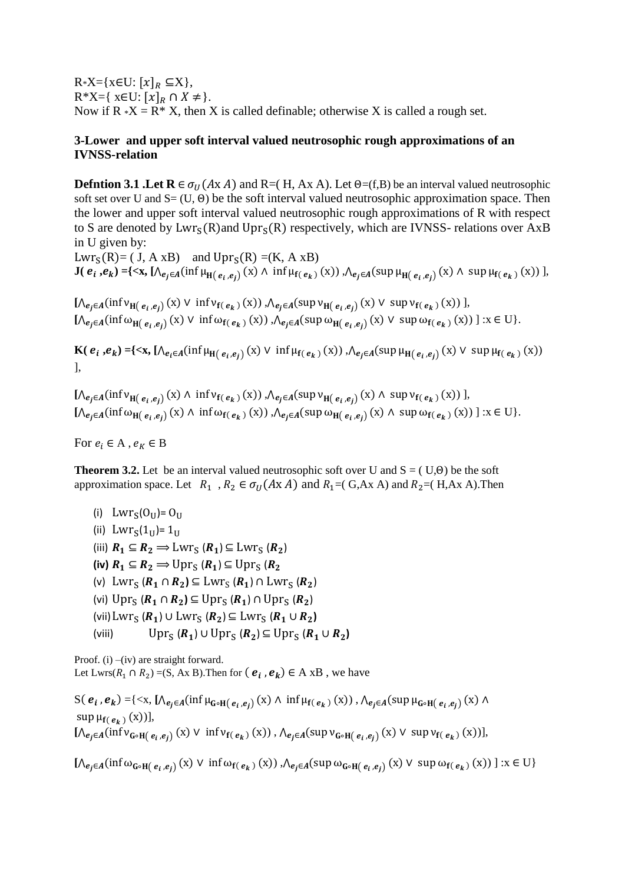$R_*X=\{x\in U: [x]_R \subseteq X\}$,
$R^*X=\{ x\in U: [x]_R \cap X \neq \}$.
Now if $R_*X = R^* X$, then X is called definable; otherwise X is called a rough set.

## 3-Lower and upper soft interval valued neutrosophic rough approximations of an IVNSS-relation

**Defntion 3.1 .Let R** $\in \sigma_U(A\text{x }A)$ and R=( H, Ax A). Let $\Theta$=(f,B) be an interval valued neutrosophic soft set over U and S= (U, $\Theta$) be the soft interval valued neutrosophic approximation space. Then the lower and upper soft interval valued neutrosophic rough approximations of R with respect to S are denoted by $\text{Lwr}_S(R)$and $\text{Upr}_S(R)$ respectively, which are IVNSS- relations over AxB in U given by:

$\text{Lwr}_S(R)$= ( J, A xB) and $\text{Upr}_S(R)$ =(K, A xB)

$$\mathbf{J(e_i,e_k)}=\{<x, [\wedge_{e_j\in A}(\inf \mu_{H(e_i,e_j)}(x) \wedge \inf \mu_{f(e_k)}(x)), \wedge_{e_j\in A}(\sup \mu_{H(e_i,e_j)}(x) \wedge \sup \mu_{f(e_k)}(x))],$$

$$[\wedge_{e_j\in A}(\inf \nu_{H(e_i,e_j)}(x) \vee \inf \nu_{f(e_k)}(x)), \wedge_{e_j\in A}(\sup \nu_{H(e_i,e_j)}(x) \vee \sup \nu_{f(e_k)}(x))],$$
$$[\wedge_{e_j\in A}(\inf \omega_{H(e_i,e_j)}(x) \vee \inf \omega_{f(e_k)}(x)), \wedge_{e_j\in A}(\sup \omega_{H(e_i,e_j)}(x) \vee \sup \omega_{f(e_k)}(x))] : x \in U\}.$$

$$\mathbf{K(e_i,e_k)}=\{<x, [\wedge_{e_i\in A}(\inf \mu_{H(e_i,e_j)}(x) \vee \inf \mu_{f(e_k)}(x)), \wedge_{e_j\in A}(\sup \mu_{H(e_i,e_j)}(x) \vee \sup \mu_{f(e_k)}(x))],$$

$$[\wedge_{e_j\in A}(\inf \nu_{H(e_i,e_j)}(x) \wedge \inf \nu_{f(e_k)}(x)), \wedge_{e_j\in A}(\sup \nu_{H(e_i,e_j)}(x) \wedge \sup \nu_{f(e_k)}(x))],$$
$$[\wedge_{e_j\in A}(\inf \omega_{H(e_i,e_j)}(x) \wedge \inf \omega_{f(e_k)}(x)), \wedge_{e_j\in A}(\sup \omega_{H(e_i,e_j)}(x) \wedge \sup \omega_{f(e_k)}(x))] : x \in U\}.$$

For $e_i \in A$ , $e_K \in B$

**Theorem 3.2.** Let be an interval valued neutrosophic soft over U and S = ( U,$\Theta$) be the soft approximation space. Let $R_1$ , $R_2 \in \sigma_U(A\text{x }A)$ and $R_1$=( G,Ax A) and $R_2$=( H,Ax A).Then

(i) $\text{Lwr}_S(0_U)= 0_U$
(ii) $\text{Lwr}_S(1_U)= 1_U$
(iii) $R_1 \subseteq R_2 \Longrightarrow \text{Lwr}_S(R_1) \subseteq \text{Lwr}_S(R_2)$
**(iv)** $R_1 \subseteq R_2 \Longrightarrow \text{Upr}_S(R_1) \subseteq \text{Upr}_S(R_2$
(v) $\text{Lwr}_S(R_1 \cap R_2) \subseteq \text{Lwr}_S(R_1) \cap \text{Lwr}_S(R_2)$
(vi) $\text{Upr}_S(R_1 \cap R_2) \subseteq \text{Upr}_S(R_1) \cap \text{Upr}_S(R_2)$
(vii) $\text{Lwr}_S(R_1) \cup \text{Lwr}_S(R_2) \subseteq \text{Lwr}_S(R_1 \cup R_2)$
(viii) $\text{Upr}_S(R_1) \cup \text{Upr}_S(R_2) \subseteq \text{Upr}_S(R_1 \cup R_2)$

Proof. (i) –(iv) are straight forward.
Let $\text{Lwrs}(R_1 \cap R_2)$ =(S, Ax B).Then for $(e_i, e_k) \in$ A xB , we have

$$S(e_i, e_k)=\{<x, [\wedge_{e_j\in A}(\inf \mu_{G\circ H(e_i,e_j)}(x) \wedge \inf \mu_{f(e_k)}(x)), \wedge_{e_j\in A}(\sup \mu_{G\circ H(e_i,e_j)}(x) \wedge \sup \mu_{f(e_k)}(x))],$$
$$[\wedge_{e_j\in A}(\inf \nu_{G\circ H(e_i,e_j)}(x) \vee \inf \nu_{f(e_k)}(x)), \wedge_{e_j\in A}(\sup \nu_{G\circ H(e_i,e_j)}(x) \vee \sup \nu_{f(e_k)}(x))],$$

$$[\wedge_{e_j\in A}(\inf \omega_{G\circ H(e_i,e_j)}(x) \vee \inf \omega_{f(e_k)}(x)), \wedge_{e_j\in A}(\sup \omega_{G\circ H(e_i,e_j)}(x) \vee \sup \omega_{f(e_k)}(x))] : x \in U\}$$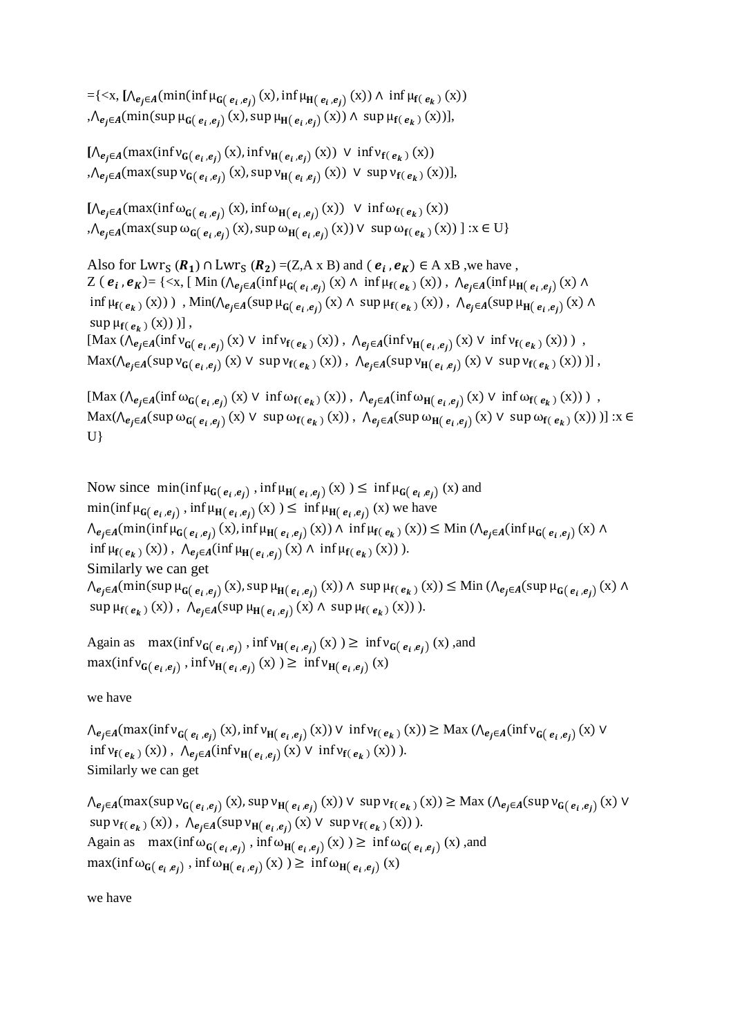$=\{<x, [\wedge_{e_j \in A}(\min(\inf \mu_{G(e_i,e_j)}(x), \inf \mu_{H(e_i,e_j)}(x)) \wedge \inf \mu_{f(e_k)}(x))$
$,\wedge_{e_j \in A}(\min(\sup \mu_{G(e_i,e_j)}(x), \sup \mu_{H(e_i,e_j)}(x)) \wedge \sup \mu_{f(e_k)}(x))],$

$[\wedge_{e_j \in A}(\max(\inf \nu_{G(e_i,e_j)}(x), \inf \nu_{H(e_i,e_j)}(x)) \vee \inf \nu_{f(e_k)}(x))$
$,\wedge_{e_j \in A}(\max(\sup \nu_{G(e_i,e_j)}(x), \sup \nu_{H(e_i,e_j)}(x)) \vee \sup \nu_{f(e_k)}(x))],$

$[\wedge_{e_j \in A}(\max(\inf \omega_{G(e_i,e_j)}(x), \inf \omega_{H(e_i,e_j)}(x)) \vee \inf \omega_{f(e_k)}(x))$
$,\wedge_{e_j \in A}(\max(\sup \omega_{G(e_i,e_j)}(x), \sup \omega_{H(e_i,e_j)}(x)) \vee \sup \omega_{f(e_k)}(x))] : x \in U\}$

Also for $\mathrm{Lwr}_S(\boldsymbol{R_1}) \cap \mathrm{Lwr}_S(\boldsymbol{R_2}) = (Z, A \times B)$ and $(\boldsymbol{e_i}, \boldsymbol{e_K}) \in A \times B$, we have ,
$Z(\boldsymbol{e_i}, \boldsymbol{e_K}) = \{<x, [\mathrm{Min}(\wedge_{e_j \in A}(\inf \mu_{G(e_i,e_j)}(x) \wedge \inf \mu_{f(e_k)}(x)), \wedge_{e_j \in A}(\inf \mu_{H(e_i,e_j)}(x) \wedge \inf \mu_{f(e_k)}(x))), \mathrm{Min}(\wedge_{e_j \in A}(\sup \mu_{G(e_i,e_j)}(x) \wedge \sup \mu_{f(e_k)}(x)), \wedge_{e_j \in A}(\sup \mu_{H(e_i,e_j)}(x) \wedge \sup \mu_{f(e_k)}(x)))],$
$[\mathrm{Max}(\wedge_{e_j \in A}(\inf \nu_{G(e_i,e_j)}(x) \vee \inf \nu_{f(e_k)}(x)), \wedge_{e_j \in A}(\inf \nu_{H(e_i,e_j)}(x) \vee \inf \nu_{f(e_k)}(x))),$
$\mathrm{Max}(\wedge_{e_j \in A}(\sup \nu_{G(e_i,e_j)}(x) \vee \sup \nu_{f(e_k)}(x)), \wedge_{e_j \in A}(\sup \nu_{H(e_i,e_j)}(x) \vee \sup \nu_{f(e_k)}(x)))],$

$[\mathrm{Max}(\wedge_{e_j \in A}(\inf \omega_{G(e_i,e_j)}(x) \vee \inf \omega_{f(e_k)}(x)), \wedge_{e_j \in A}(\inf \omega_{H(e_i,e_j)}(x) \vee \inf \omega_{f(e_k)}(x))),$
$\mathrm{Max}(\wedge_{e_j \in A}(\sup \omega_{G(e_i,e_j)}(x) \vee \sup \omega_{f(e_k)}(x)), \wedge_{e_j \in A}(\sup \omega_{H(e_i,e_j)}(x) \vee \sup \omega_{f(e_k)}(x)))] : x \in U\}$

Now since $\min(\inf \mu_{G(e_i,e_j)}, \inf \mu_{H(e_i,e_j)}(x)) \leq \inf \mu_{G(e_i,e_j)}(x)$ and
$\min(\inf \mu_{G(e_i,e_j)}, \inf \mu_{H(e_i,e_j)}(x)) \leq \inf \mu_{H(e_i,e_j)}(x)$ we have
$\wedge_{e_j \in A}(\min(\inf \mu_{G(e_i,e_j)}(x), \inf \mu_{H(e_i,e_j)}(x)) \wedge \inf \mu_{f(e_k)}(x)) \leq \mathrm{Min}(\wedge_{e_j \in A}(\inf \mu_{G(e_i,e_j)}(x) \wedge \inf \mu_{f(e_k)}(x)), \wedge_{e_j \in A}(\inf \mu_{H(e_i,e_j)}(x) \wedge \inf \mu_{f(e_k)}(x)))$.
Similarly we can get
$\wedge_{e_j \in A}(\min(\sup \mu_{G(e_i,e_j)}(x), \sup \mu_{H(e_i,e_j)}(x)) \wedge \sup \mu_{f(e_k)}(x)) \leq \mathrm{Min}(\wedge_{e_j \in A}(\sup \mu_{G(e_i,e_j)}(x) \wedge \sup \mu_{f(e_k)}(x)), \wedge_{e_j \in A}(\sup \mu_{H(e_i,e_j)}(x) \wedge \sup \mu_{f(e_k)}(x)))$.

Again as $\max(\inf \nu_{G(e_i,e_j)}, \inf \nu_{H(e_i,e_j)}(x)) \geq \inf \nu_{G(e_i,e_j)}(x)$ ,and
$\max(\inf \nu_{G(e_i,e_j)}, \inf \nu_{H(e_i,e_j)}(x)) \geq \inf \nu_{H(e_i,e_j)}(x)$

we have

$\wedge_{e_j \in A}(\max(\inf \nu_{G(e_i,e_j)}(x), \inf \nu_{H(e_i,e_j)}(x)) \vee \inf \nu_{f(e_k)}(x)) \geq \mathrm{Max}(\wedge_{e_j \in A}(\inf \nu_{G(e_i,e_j)}(x) \vee \inf \nu_{f(e_k)}(x)), \wedge_{e_j \in A}(\inf \nu_{H(e_i,e_j)}(x) \vee \inf \nu_{f(e_k)}(x)))$.
Similarly we can get

$\wedge_{e_j \in A}(\max(\sup \nu_{G(e_i,e_j)}(x), \sup \nu_{H(e_i,e_j)}(x)) \vee \sup \nu_{f(e_k)}(x)) \geq \mathrm{Max}(\wedge_{e_j \in A}(\sup \nu_{G(e_i,e_j)}(x) \vee \sup \nu_{f(e_k)}(x)), \wedge_{e_j \in A}(\sup \nu_{H(e_i,e_j)}(x) \vee \sup \nu_{f(e_k)}(x)))$.
Again as $\max(\inf \omega_{G(e_i,e_j)}, \inf \omega_{H(e_i,e_j)}(x)) \geq \inf \omega_{G(e_i,e_j)}(x)$ ,and
$\max(\inf \omega_{G(e_i,e_j)}, \inf \omega_{H(e_i,e_j)}(x)) \geq \inf \omega_{H(e_i,e_j)}(x)$

we have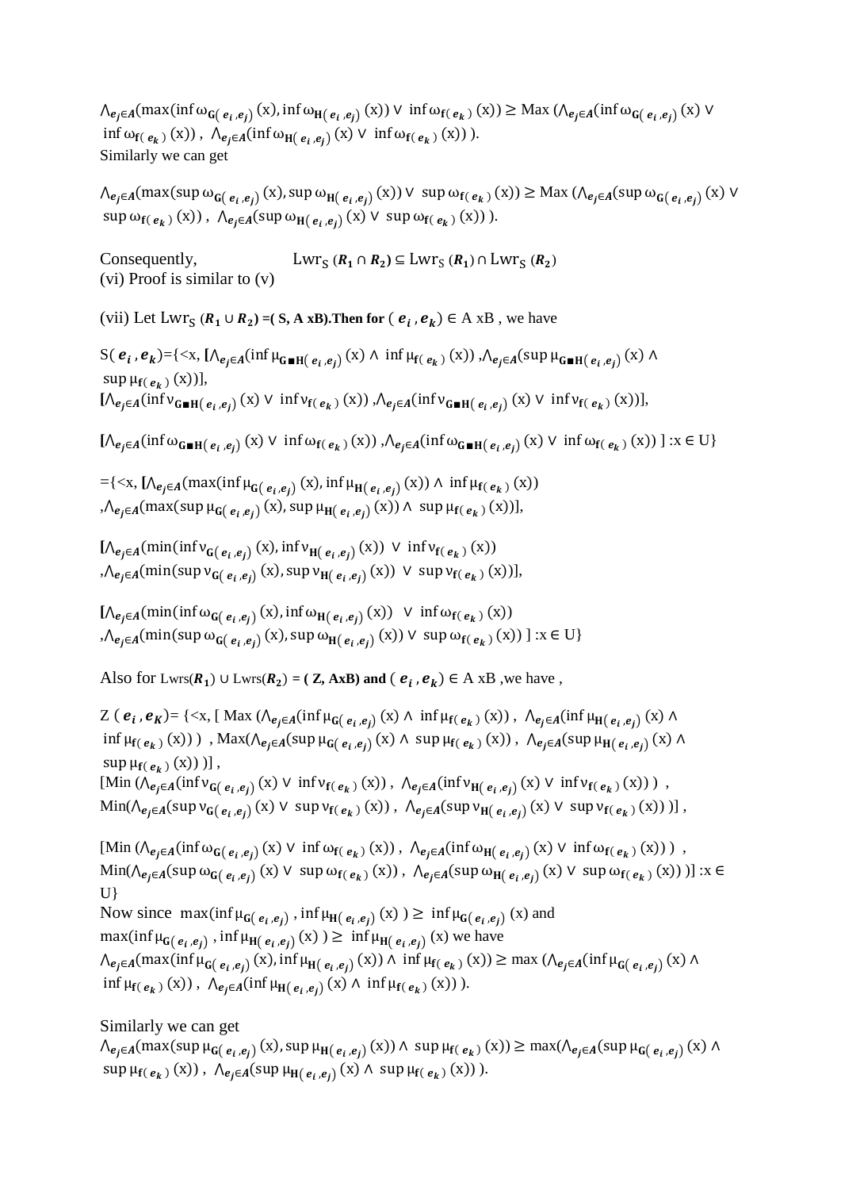$\wedge_{e_j \in A}(\max(\inf \omega_{\mathbf{G}(e_i,e_j)}(x), \inf \omega_{\mathbf{H}(e_i,e_j)}(x)) \vee \inf \omega_{\mathbf{f}(e_k)}(x)) \geq \text{Max}\,(\wedge_{e_j \in A}(\inf \omega_{\mathbf{G}(e_i,e_j)}(x) \vee \inf \omega_{\mathbf{f}(e_k)}(x)),\ \wedge_{e_j \in A}(\inf \omega_{\mathbf{H}(e_i,e_j)}(x) \vee \inf \omega_{\mathbf{f}(e_k)}(x)))$.

Similarly we can get

$\wedge_{e_j \in A}(\max(\sup \omega_{\mathbf{G}(e_i,e_j)}(x), \sup \omega_{\mathbf{H}(e_i,e_j)}(x)) \vee \sup \omega_{\mathbf{f}(e_k)}(x)) \geq \text{Max}\,(\wedge_{e_j \in A}(\sup \omega_{\mathbf{G}(e_i,e_j)}(x) \vee \sup \omega_{\mathbf{f}(e_k)}(x)),\ \wedge_{e_j \in A}(\sup \omega_{\mathbf{H}(e_i,e_j)}(x) \vee \sup \omega_{\mathbf{f}(e_k)}(x)))$.

Consequently, $\quad \text{Lwr}_S\,(\boldsymbol{R_1} \cap \boldsymbol{R_2}) \subseteq \text{Lwr}_S\,(\boldsymbol{R_1}) \cap \text{Lwr}_S\,(\boldsymbol{R_2})$

(vi) Proof is similar to (v)

(vii) Let $\text{Lwr}_S\,(\boldsymbol{R_1} \cup \boldsymbol{R_2})$ **=( S, A xB).Then for** $(\boldsymbol{e_i}, \boldsymbol{e_k}) \in$ A xB , we have

$S(\boldsymbol{e_i}, \boldsymbol{e_k})=\{<x,$ **[**$\wedge_{e_j \in A}(\inf \mu_{\mathbf{G}\blacksquare\mathbf{H}(e_i,e_j)}(x) \wedge \inf \mu_{\mathbf{f}(e_k)}(x))\ ,\wedge_{e_j \in A}(\sup \mu_{\mathbf{G}\blacksquare\mathbf{H}(e_i,e_j)}(x) \wedge \sup \mu_{\mathbf{f}(e_k)}(x))]$,

**[**$\wedge_{e_j \in A}(\inf \nu_{\mathbf{G}\blacksquare\mathbf{H}(e_i,e_j)}(x) \vee \inf \nu_{\mathbf{f}(e_k)}(x))\ ,\wedge_{e_j \in A}(\inf \nu_{\mathbf{G}\blacksquare\mathbf{H}(e_i,e_j)}(x) \vee \inf \nu_{\mathbf{f}(e_k)}(x))]$,

**[**$\wedge_{e_j \in A}(\inf \omega_{\mathbf{G}\blacksquare\mathbf{H}(e_i,e_j)}(x) \vee \inf \omega_{\mathbf{f}(e_k)}(x))\ ,\wedge_{e_j \in A}(\inf \omega_{\mathbf{G}\blacksquare\mathbf{H}(e_i,e_j)}(x) \vee \inf \omega_{\mathbf{f}(e_k)}(x))\ ] : x \in U\}$

$=\{<x,$ **[**$\wedge_{e_j \in A}(\max(\inf \mu_{\mathbf{G}(e_i,e_j)}(x), \inf \mu_{\mathbf{H}(e_i,e_j)}(x)) \wedge \inf \mu_{\mathbf{f}(e_k)}(x))$
$,\wedge_{e_j \in A}(\max(\sup \mu_{\mathbf{G}(e_i,e_j)}(x), \sup \mu_{\mathbf{H}(e_i,e_j)}(x)) \wedge \sup \mu_{\mathbf{f}(e_k)}(x))]$,

**[**$\wedge_{e_j \in A}(\min(\inf \nu_{\mathbf{G}(e_i,e_j)}(x), \inf \nu_{\mathbf{H}(e_i,e_j)}(x)) \vee \inf \nu_{\mathbf{f}(e_k)}(x))$
$,\wedge_{e_j \in A}(\min(\sup \nu_{\mathbf{G}(e_i,e_j)}(x), \sup \nu_{\mathbf{H}(e_i,e_j)}(x)) \vee \sup \nu_{\mathbf{f}(e_k)}(x))]$,

**[**$\wedge_{e_j \in A}(\min(\inf \omega_{\mathbf{G}(e_i,e_j)}(x), \inf \omega_{\mathbf{H}(e_i,e_j)}(x)) \vee \inf \omega_{\mathbf{f}(e_k)}(x))$
$,\wedge_{e_j \in A}(\min(\sup \omega_{\mathbf{G}(e_i,e_j)}(x), \sup \omega_{\mathbf{H}(e_i,e_j)}(x)) \vee \sup \omega_{\mathbf{f}(e_k)}(x))\ ] : x \in U\}$

Also for $\text{Lwrs}(\boldsymbol{R_1}) \cup \text{Lwrs}(\boldsymbol{R_2})$ **= ( Z, AxB) and** $(\boldsymbol{e_i}, \boldsymbol{e_k}) \in$ A xB ,we have ,

$Z\,(\boldsymbol{e_i}, \boldsymbol{e_K})=\{<x,\ [\ \text{Max}\,(\wedge_{e_j \in A}(\inf \mu_{\mathbf{G}(e_i,e_j)}(x) \wedge \inf \mu_{\mathbf{f}(e_k)}(x)),\ \wedge_{e_j \in A}(\inf \mu_{\mathbf{H}(e_i,e_j)}(x) \wedge \inf \mu_{\mathbf{f}(e_k)}(x))\ )\ ,\ \text{Max}(\wedge_{e_j \in A}(\sup \mu_{\mathbf{G}(e_i,e_j)}(x) \wedge \sup \mu_{\mathbf{f}(e_k)}(x)),\ \wedge_{e_j \in A}(\sup \mu_{\mathbf{H}(e_i,e_j)}(x) \wedge \sup \mu_{\mathbf{f}(e_k)}(x))\ )]$ ,

$[\text{Min}\,(\wedge_{e_j \in A}(\inf \nu_{\mathbf{G}(e_i,e_j)}(x) \vee \inf \nu_{\mathbf{f}(e_k)}(x)),\ \wedge_{e_j \in A}(\inf \nu_{\mathbf{H}(e_i,e_j)}(x) \vee \inf \nu_{\mathbf{f}(e_k)}(x))\ )\ ,$
$\text{Min}(\wedge_{e_j \in A}(\sup \nu_{\mathbf{G}(e_i,e_j)}(x) \vee \sup \nu_{\mathbf{f}(e_k)}(x)),\ \wedge_{e_j \in A}(\sup \nu_{\mathbf{H}(e_i,e_j)}(x) \vee \sup \nu_{\mathbf{f}(e_k)}(x))\ )]$ ,

$[\text{Min}\,(\wedge_{e_j \in A}(\inf \omega_{\mathbf{G}(e_i,e_j)}(x) \vee \inf \omega_{\mathbf{f}(e_k)}(x)),\ \wedge_{e_j \in A}(\inf \omega_{\mathbf{H}(e_i,e_j)}(x) \vee \inf \omega_{\mathbf{f}(e_k)}(x))\ )\ ,$
$\text{Min}(\wedge_{e_j \in A}(\sup \omega_{\mathbf{G}(e_i,e_j)}(x) \vee \sup \omega_{\mathbf{f}(e_k)}(x)),\ \wedge_{e_j \in A}(\sup \omega_{\mathbf{H}(e_i,e_j)}(x) \vee \sup \omega_{\mathbf{f}(e_k)}(x))\ )] : x \in U\}$

Now since $\max(\inf \mu_{\mathbf{G}(e_i,e_j)}, \inf \mu_{\mathbf{H}(e_i,e_j)}(x)\ ) \geq \inf \mu_{\mathbf{G}(e_i,e_j)}(x)$ and
$\max(\inf \mu_{\mathbf{G}(e_i,e_j)}, \inf \mu_{\mathbf{H}(e_i,e_j)}(x)\ ) \geq \inf \mu_{\mathbf{H}(e_i,e_j)}(x)$ we have
$\wedge_{e_j \in A}(\max(\inf \mu_{\mathbf{G}(e_i,e_j)}(x), \inf \mu_{\mathbf{H}(e_i,e_j)}(x)) \wedge \inf \mu_{\mathbf{f}(e_k)}(x)) \geq \max\,(\wedge_{e_j \in A}(\inf \mu_{\mathbf{G}(e_i,e_j)}(x) \wedge \inf \mu_{\mathbf{f}(e_k)}(x)),\ \wedge_{e_j \in A}(\inf \mu_{\mathbf{H}(e_i,e_j)}(x) \wedge \inf \mu_{\mathbf{f}(e_k)}(x)))$.

Similarly we can get
$\wedge_{e_j \in A}(\max(\sup \mu_{\mathbf{G}(e_i,e_j)}(x), \sup \mu_{\mathbf{H}(e_i,e_j)}(x)) \wedge \sup \mu_{\mathbf{f}(e_k)}(x)) \geq \max(\wedge_{e_j \in A}(\sup \mu_{\mathbf{G}(e_i,e_j)}(x) \wedge \sup \mu_{\mathbf{f}(e_k)}(x)),\ \wedge_{e_j \in A}(\sup \mu_{\mathbf{H}(e_i,e_j)}(x) \wedge \sup \mu_{\mathbf{f}(e_k)}(x)))$.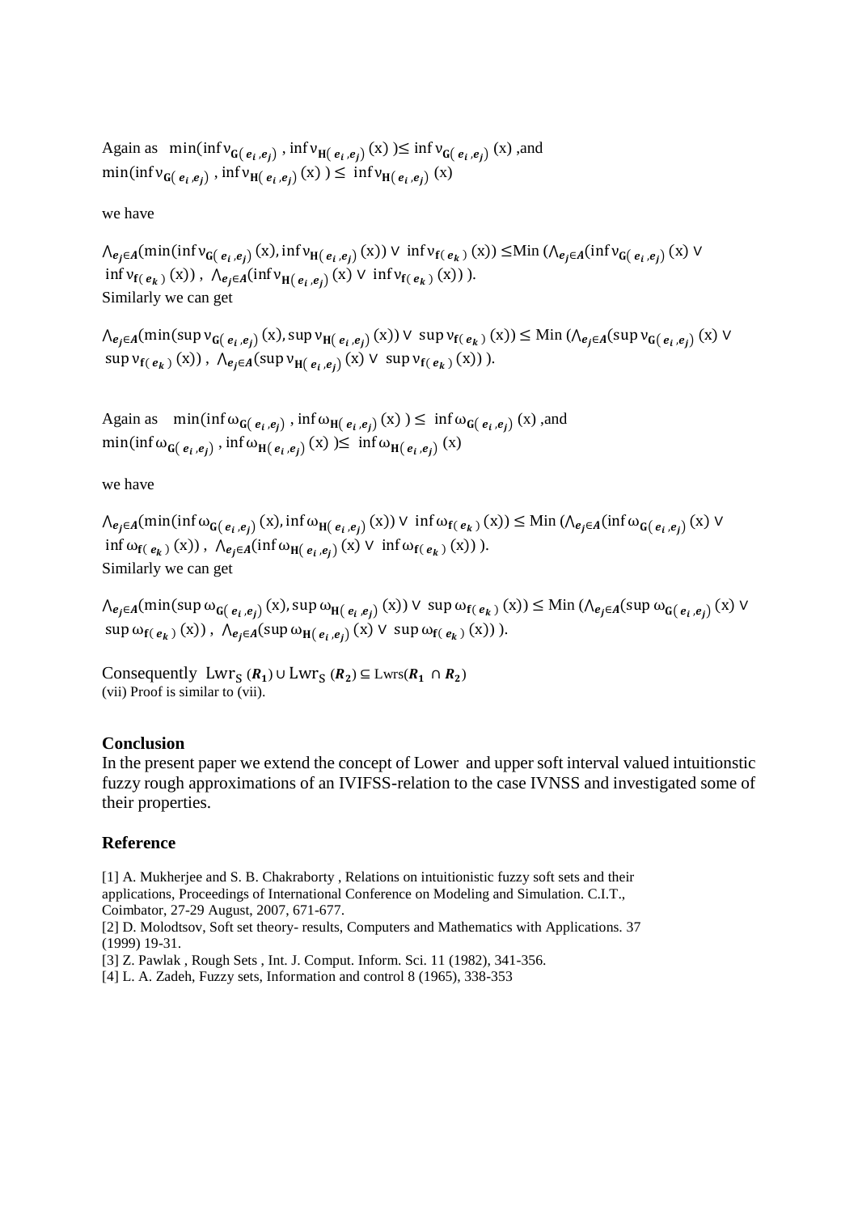Again as $\min(\inf \nu_{\mathbf{G}(e_i,e_j)}, \inf \nu_{\mathbf{H}(e_i,e_j)}(x)) \leq \inf \nu_{\mathbf{G}(e_i,e_j)}(x)$ ,and $\min(\inf \nu_{\mathbf{G}(e_i,e_j)}, \inf \nu_{\mathbf{H}(e_i,e_j)}(x)) \leq \inf \nu_{\mathbf{H}(e_i,e_j)}(x)$

we have

$\wedge_{e_j \in A}(\min(\inf \nu_{\mathbf{G}(e_i,e_j)}(x), \inf \nu_{\mathbf{H}(e_i,e_j)}(x)) \vee \inf \nu_{\mathbf{f}(e_k)}(x)) \leq \text{Min}\,(\wedge_{e_j \in A}(\inf \nu_{\mathbf{G}(e_i,e_j)}(x) \vee \inf \nu_{\mathbf{f}(e_k)}(x)),\ \wedge_{e_j \in A}(\inf \nu_{\mathbf{H}(e_i,e_j)}(x) \vee \inf \nu_{\mathbf{f}(e_k)}(x)))$.

Similarly we can get

$\wedge_{e_j \in A}(\min(\sup \nu_{\mathbf{G}(e_i,e_j)}(x), \sup \nu_{\mathbf{H}(e_i,e_j)}(x)) \vee \sup \nu_{\mathbf{f}(e_k)}(x)) \leq \text{Min}\,(\wedge_{e_j \in A}(\sup \nu_{\mathbf{G}(e_i,e_j)}(x) \vee \sup \nu_{\mathbf{f}(e_k)}(x)),\ \wedge_{e_j \in A}(\sup \nu_{\mathbf{H}(e_i,e_j)}(x) \vee \sup \nu_{\mathbf{f}(e_k)}(x)))$.

Again as $\min(\inf \omega_{\mathbf{G}(e_i,e_j)}, \inf \omega_{\mathbf{H}(e_i,e_j)}(x)) \leq \inf \omega_{\mathbf{G}(e_i,e_j)}(x)$ ,and $\min(\inf \omega_{\mathbf{G}(e_i,e_j)}, \inf \omega_{\mathbf{H}(e_i,e_j)}(x)) \leq \inf \omega_{\mathbf{H}(e_i,e_j)}(x)$

we have

$\wedge_{e_j \in A}(\min(\inf \omega_{\mathbf{G}(e_i,e_j)}(x), \inf \omega_{\mathbf{H}(e_i,e_j)}(x)) \vee \inf \omega_{\mathbf{f}(e_k)}(x)) \leq \text{Min}\,(\wedge_{e_j \in A}(\inf \omega_{\mathbf{G}(e_i,e_j)}(x) \vee \inf \omega_{\mathbf{f}(e_k)}(x)),\ \wedge_{e_j \in A}(\inf \omega_{\mathbf{H}(e_i,e_j)}(x) \vee \inf \omega_{\mathbf{f}(e_k)}(x)))$.

Similarly we can get

$\wedge_{e_j \in A}(\min(\sup \omega_{\mathbf{G}(e_i,e_j)}(x), \sup \omega_{\mathbf{H}(e_i,e_j)}(x)) \vee \sup \omega_{\mathbf{f}(e_k)}(x)) \leq \text{Min}\,(\wedge_{e_j \in A}(\sup \omega_{\mathbf{G}(e_i,e_j)}(x) \vee \sup \omega_{\mathbf{f}(e_k)}(x)),\ \wedge_{e_j \in A}(\sup \omega_{\mathbf{H}(e_i,e_j)}(x) \vee \sup \omega_{\mathbf{f}(e_k)}(x)))$.

Consequently $\text{Lwr}_S(\boldsymbol{R_1}) \cup \text{Lwr}_S(\boldsymbol{R_2}) \subseteq \text{Lwrs}(\boldsymbol{R_1} \cap \boldsymbol{R_2})$

(vii) Proof is similar to (vii).

## Conclusion

In the present paper we extend the concept of Lower and upper soft interval valued intuitionstic fuzzy rough approximations of an IVIFSS-relation to the case IVNSS and investigated some of their properties.

## Reference

[1] A. Mukherjee and S. B. Chakraborty , Relations on intuitionistic fuzzy soft sets and their applications, Proceedings of International Conference on Modeling and Simulation. C.I.T., Coimbator, 27-29 August, 2007, 671-677.

[2] D. Molodtsov, Soft set theory- results, Computers and Mathematics with Applications. 37 (1999) 19-31.

[3] Z. Pawlak , Rough Sets , Int. J. Comput. Inform. Sci. 11 (1982), 341-356.

[4] L. A. Zadeh, Fuzzy sets, Information and control 8 (1965), 338-353